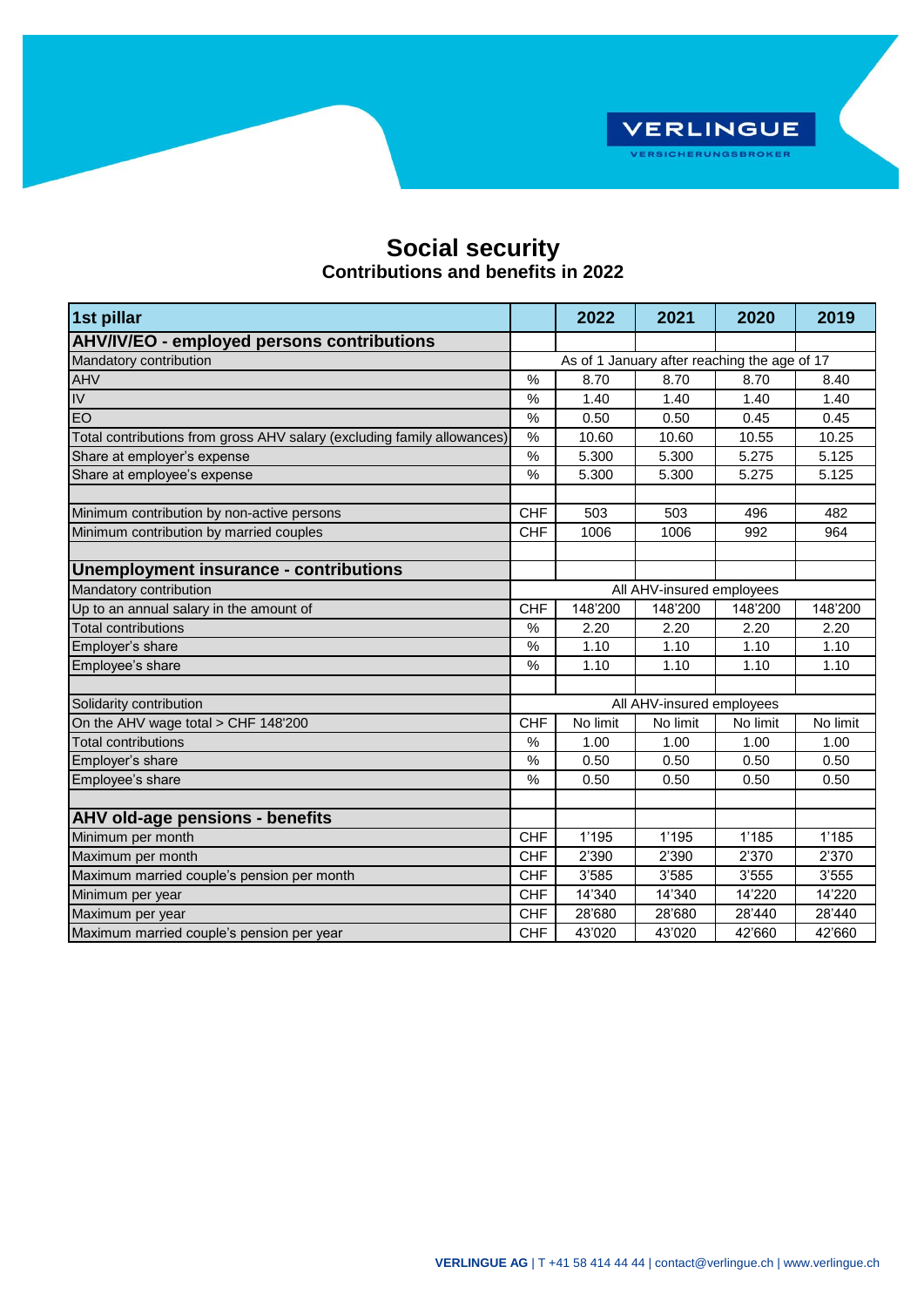# Social security

## Contributions and benefits in 2022

| 1st pillar | | 2022 | 2021 | 2020 | 2019 |
|---|---|---|---|---|---|
| **AHV/IV/EO - employed persons contributions** | | | | | |
| Mandatory contribution | As of 1 January after reaching the age of 17 | | | | |
| AHV | % | 8.70 | 8.70 | 8.70 | 8.40 |
| IV | % | 1.40 | 1.40 | 1.40 | 1.40 |
| EO | % | 0.50 | 0.50 | 0.45 | 0.45 |
| Total contributions from gross AHV salary (excluding family allowances) | % | 10.60 | 10.60 | 10.55 | 10.25 |
| Share at employer's expense | % | 5.300 | 5.300 | 5.275 | 5.125 |
| Share at employee's expense | % | 5.300 | 5.300 | 5.275 | 5.125 |
| | | | | | |
| Minimum contribution by non-active persons | CHF | 503 | 503 | 496 | 482 |
| Minimum contribution by married couples | CHF | 1006 | 1006 | 992 | 964 |
| | | | | | |
| **Unemployment insurance - contributions** | | | | | |
| Mandatory contribution | All AHV-insured employees | | | | |
| Up to an annual salary in the amount of | CHF | 148'200 | 148'200 | 148'200 | 148'200 |
| Total contributions | % | 2.20 | 2.20 | 2.20 | 2.20 |
| Employer's share | % | 1.10 | 1.10 | 1.10 | 1.10 |
| Employee's share | % | 1.10 | 1.10 | 1.10 | 1.10 |
| | | | | | |
| Solidarity contribution | All AHV-insured employees | | | | |
| On the AHV wage total > CHF 148'200 | CHF | No limit | No limit | No limit | No limit |
| Total contributions | % | 1.00 | 1.00 | 1.00 | 1.00 |
| Employer's share | % | 0.50 | 0.50 | 0.50 | 0.50 |
| Employee's share | % | 0.50 | 0.50 | 0.50 | 0.50 |
| | | | | | |
| **AHV old-age pensions - benefits** | | | | | |
| Minimum per month | CHF | 1'195 | 1'195 | 1'185 | 1'185 |
| Maximum per month | CHF | 2'390 | 2'390 | 2'370 | 2'370 |
| Maximum married couple's pension per month | CHF | 3'585 | 3'585 | 3'555 | 3'555 |
| Minimum per year | CHF | 14'340 | 14'340 | 14'220 | 14'220 |
| Maximum per year | CHF | 28'680 | 28'680 | 28'440 | 28'440 |
| Maximum married couple's pension per year | CHF | 43'020 | 43'020 | 42'660 | 42'660 |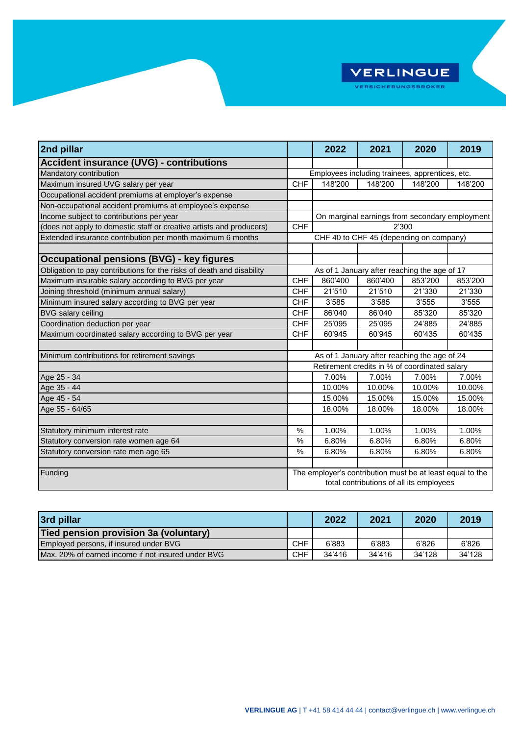| 2nd pillar | | 2022 | 2021 | 2020 | 2019 |
|---|---|---|---|---|---|
| **Accident insurance (UVG) - contributions** | | | | | |
| Mandatory contribution | Employees including trainees, apprentices, etc. | | | | |
| Maximum insured UVG salary per year | CHF | 148'200 | 148'200 | 148'200 | 148'200 |
| Occupational accident premiums at employer's expense | | | | | |
| Non-occupational accident premiums at employee's expense | | | | | |
| Income subject to contributions per year | | On marginal earnings from secondary employment | | | |
| (does not apply to domestic staff or creative artists and producers) | CHF | 2'300 | | | |
| Extended insurance contribution per month maximum 6 months | CHF 40 to CHF 45 (depending on company) | | | | |
| | | | | | |
| **Occupational pensions (BVG) - key figures** | | | | | |
| Obligation to pay contributions for the risks of death and disability | As of 1 January after reaching the age of 17 | | | | |
| Maximum insurable salary according to BVG per year | CHF | 860'400 | 860'400 | 853'200 | 853'200 |
| Joining threshold (minimum annual salary) | CHF | 21'510 | 21'510 | 21'330 | 21'330 |
| Minimum insured salary according to BVG per year | CHF | 3'585 | 3'585 | 3'555 | 3'555 |
| BVG salary ceiling | CHF | 86'040 | 86'040 | 85'320 | 85'320 |
| Coordination deduction per year | CHF | 25'095 | 25'095 | 24'885 | 24'885 |
| Maximum coordinated salary according to BVG per year | CHF | 60'945 | 60'945 | 60'435 | 60'435 |
| | | | | | |
| Minimum contributions for retirement savings | As of 1 January after reaching the age of 24 | | | | |
| | Retirement credits in % of coordinated salary | | | | |
| Age 25 - 34 | | 7.00% | 7.00% | 7.00% | 7.00% |
| Age 35 - 44 | | 10.00% | 10.00% | 10.00% | 10.00% |
| Age 45 - 54 | | 15.00% | 15.00% | 15.00% | 15.00% |
| Age 55 - 64/65 | | 18.00% | 18.00% | 18.00% | 18.00% |
| | | | | | |
| Statutory minimum interest rate | % | 1.00% | 1.00% | 1.00% | 1.00% |
| Statutory conversion rate women age 64 | % | 6.80% | 6.80% | 6.80% | 6.80% |
| Statutory conversion rate men age 65 | % | 6.80% | 6.80% | 6.80% | 6.80% |
| | | | | | |
| Funding | The employer's contribution must be at least equal to the total contributions of all its employees | | | | |

| 3rd pillar | | 2022 | 2021 | 2020 | 2019 |
|---|---|---|---|---|---|
| **Tied pension provision 3a (voluntary)** | | | | | |
| Employed persons, if insured under BVG | CHF | 6'883 | 6'883 | 6'826 | 6'826 |
| Max. 20% of earned income if not insured under BVG | CHF | 34'416 | 34'416 | 34'128 | 34'128 |